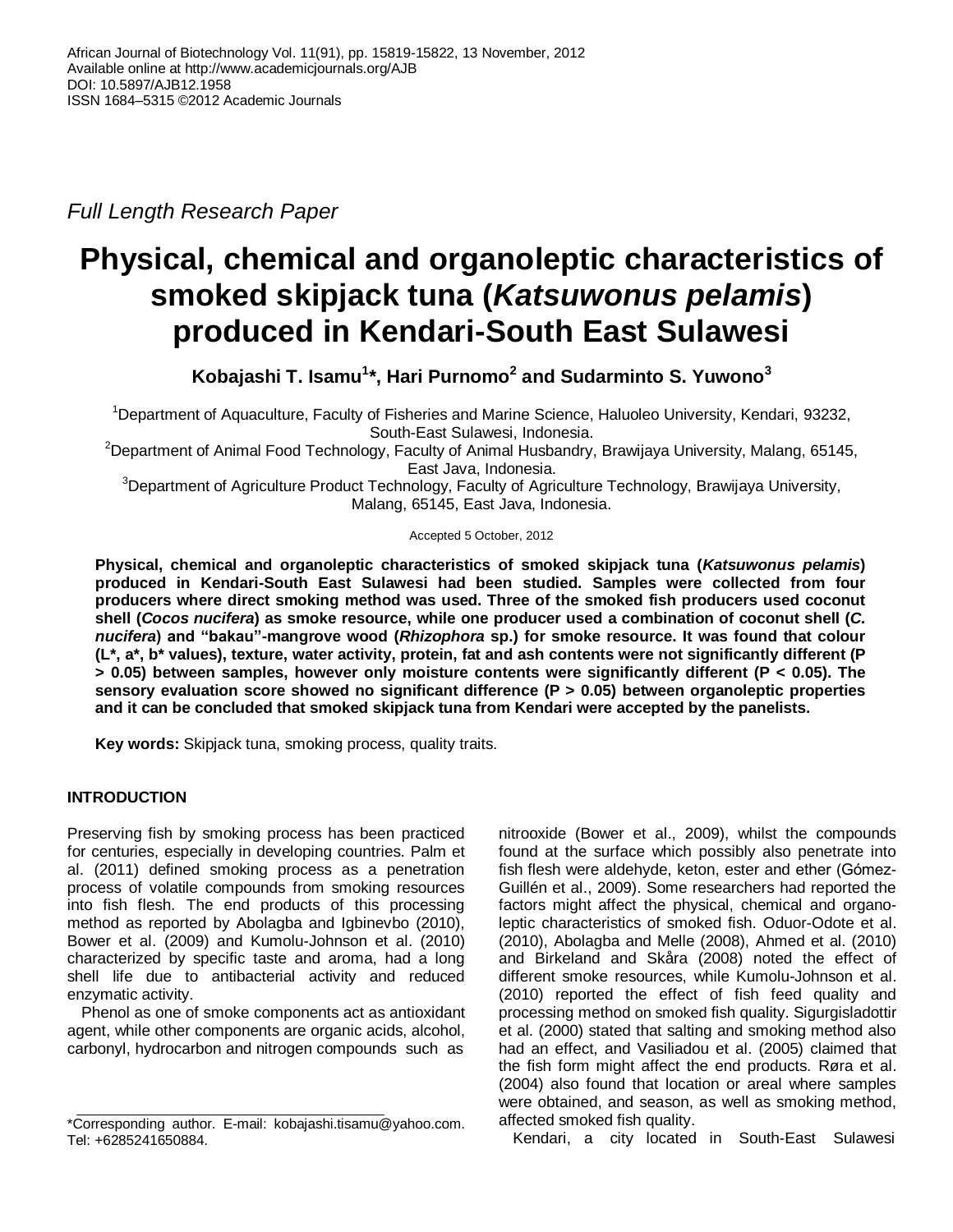Full Length Research Paper

# Physical, chemical and organoleptic characteristics of smoked skipjack tuna (*Katsuwonus pelamis*) produced in Kendari-South East Sulawesi

**Kobajashi T. Isamu[1]*, Hari Purnomo[2] and Sudarminto S. Yuwono[3]**

[1]Department of Aquaculture, Faculty of Fisheries and Marine Science, Haluoleo University, Kendari, 93232, South-East Sulawesi, Indonesia.

[2]Department of Animal Food Technology, Faculty of Animal Husbandry, Brawijaya University, Malang, 65145, East Java, Indonesia.

[3]Department of Agriculture Product Technology, Faculty of Agriculture Technology, Brawijaya University, Malang, 65145, East Java, Indonesia.

Accepted 5 October, 2012

**Physical, chemical and organoleptic characteristics of smoked skipjack tuna (*Katsuwonus pelamis*) produced in Kendari-South East Sulawesi had been studied. Samples were collected from four producers where direct smoking method was used. Three of the smoked fish producers used coconut shell (*Cocos nucifera*) as smoke resource, while one producer used a combination of coconut shell (*C. nucifera*) and "bakau"-mangrove wood (*Rhizophora* sp.) for smoke resource. It was found that colour (L*, a*, b* values), texture, water activity, protein, fat and ash contents were not significantly different (P > 0.05) between samples, however only moisture contents were significantly different (P < 0.05). The sensory evaluation score showed no significant difference (P > 0.05) between organoleptic properties and it can be concluded that smoked skipjack tuna from Kendari were accepted by the panelists.**

**Key words:** Skipjack tuna, smoking process, quality traits.

## INTRODUCTION

Preserving fish by smoking process has been practiced for centuries, especially in developing countries. Palm et al. (2011) defined smoking process as a penetration process of volatile compounds from smoking resources into fish flesh. The end products of this processing method as reported by Abolagba and Igbinevbo (2010), Bower et al. (2009) and Kumolu-Johnson et al. (2010) characterized by specific taste and aroma, had a long shell life due to antibacterial activity and reduced enzymatic activity.

Phenol as one of smoke components act as antioxidant agent, while other components are organic acids, alcohol, carbonyl, hydrocarbon and nitrogen compounds such as nitrooxide (Bower et al., 2009), whilst the compounds found at the surface which possibly also penetrate into fish flesh were aldehyde, keton, ester and ether (Gómez-Guillén et al., 2009). Some researchers had reported the factors might affect the physical, chemical and organoleptic characteristics of smoked fish. Oduor-Odote et al. (2010), Abolagba and Melle (2008), Ahmed et al. (2010) and Birkeland and Skåra (2008) noted the effect of different smoke resources, while Kumolu-Johnson et al. (2010) reported the effect of fish feed quality and processing method on smoked fish quality. Sigurgisladottir et al. (2000) stated that salting and smoking method also had an effect, and Vasiliadou et al. (2005) claimed that the fish form might affect the end products. Røra et al. (2004) also found that location or areal where samples were obtained, and season, as well as smoking method, affected smoked fish quality.

Kendari, a city located in South-East Sulawesi

*Corresponding author. E-mail: kobajashi.tisamu@yahoo.com. Tel: +6285241650884.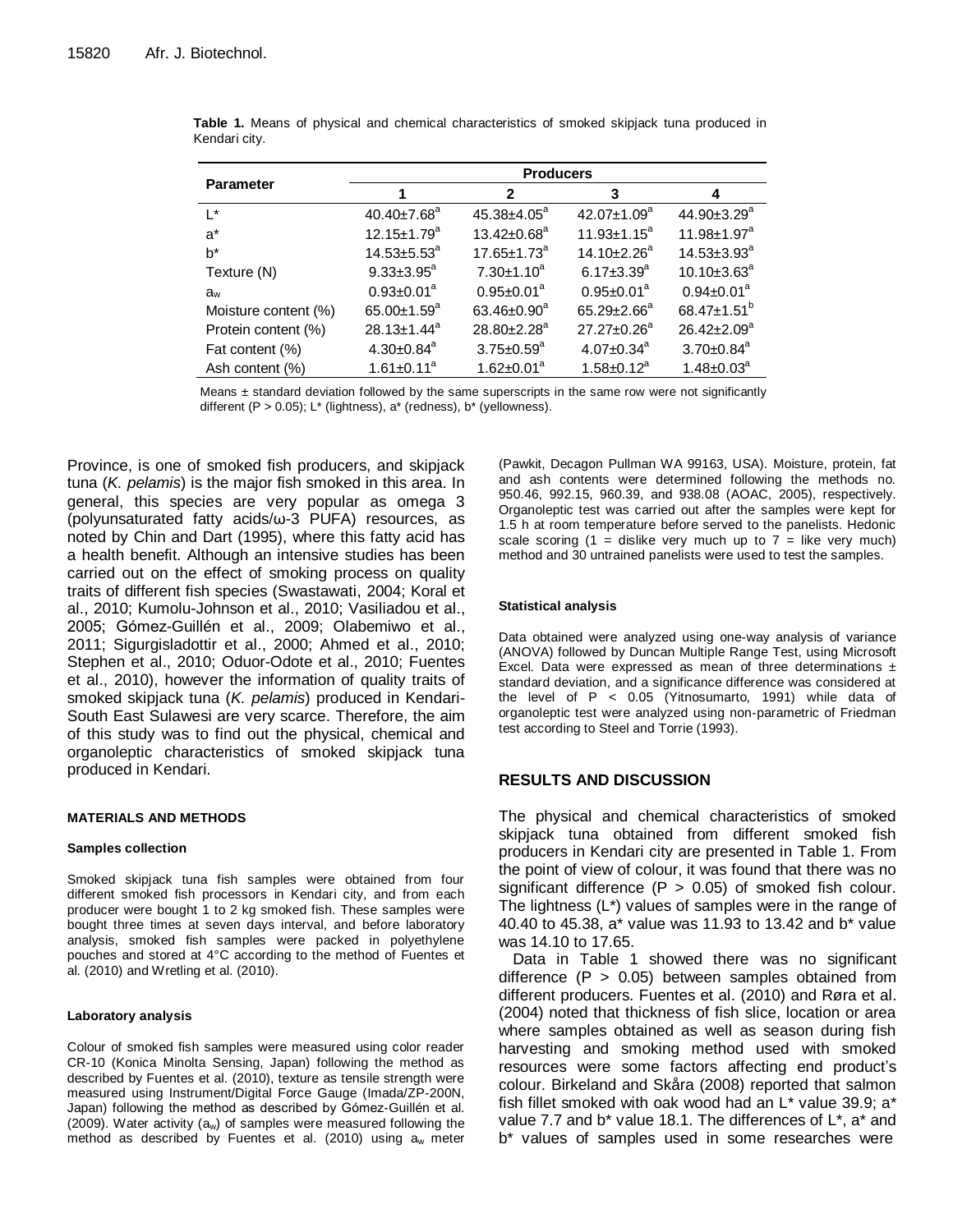**Table 1.** Means of physical and chemical characteristics of smoked skipjack tuna produced in Kendari city.

| Parameter | Producers | | | |
|---|---|---|---|---|
| | 1 | 2 | 3 | 4 |
| L* | 40.40±7.68[a] | 45.38±4.05[a] | 42.07±1.09[a] | 44.90±3.29[a] |
| a* | 12.15±1.79[a] | 13.42±0.68[a] | 11.93±1.15[a] | 11.98±1.97[a] |
| b* | 14.53±5.53[a] | 17.65±1.73[a] | 14.10±2.26[a] | 14.53±3.93[a] |
| Texture (N) | 9.33±3.95[a] | 7.30±1.10[a] | 6.17±3.39[a] | 10.10±3.63[a] |
| $a_w$ | 0.93±0.01[a] | 0.95±0.01[a] | 0.95±0.01[a] | 0.94±0.01[a] |
| Moisture content (%) | 65.00±1.59[a] | 63.46±0.90[a] | 65.29±2.66[a] | 68.47±1.51[b] |
| Protein content (%) | 28.13±1.44[a] | 28.80±2.28[a] | 27.27±0.26[a] | 26.42±2.09[a] |
| Fat content (%) | 4.30±0.84[a] | 3.75±0.59[a] | 4.07±0.34[a] | 3.70±0.84[a] |
| Ash content (%) | 1.61±0.11[a] | 1.62±0.01[a] | 1.58±0.12[a] | 1.48±0.03[a] |

Means ± standard deviation followed by the same superscripts in the same row were not significantly different ($P > 0.05$); L* (lightness), a* (redness), b* (yellowness).

Province, is one of smoked fish producers, and skipjack tuna (*K. pelamis*) is the major fish smoked in this area. In general, this species are very popular as omega 3 (polyunsaturated fatty acids/ω-3 PUFA) resources, as noted by Chin and Dart (1995), where this fatty acid has a health benefit. Although an intensive studies has been carried out on the effect of smoking process on quality traits of different fish species (Swastawati, 2004; Koral et al., 2010; Kumolu-Johnson et al., 2010; Vasiliadou et al., 2005; Gómez-Guillén et al., 2009; Olabemiwo et al., 2011; Sigurgisladottir et al., 2000; Ahmed et al., 2010; Stephen et al., 2010; Oduor-Odote et al., 2010; Fuentes et al., 2010), however the information of quality traits of smoked skipjack tuna (*K. pelamis*) produced in Kendari-South East Sulawesi are very scarce. Therefore, the aim of this study was to find out the physical, chemical and organoleptic characteristics of smoked skipjack tuna produced in Kendari.

## MATERIALS AND METHODS

### Samples collection

Smoked skipjack tuna fish samples were obtained from four different smoked fish processors in Kendari city, and from each producer were bought 1 to 2 kg smoked fish. These samples were bought three times at seven days interval, and before laboratory analysis, smoked fish samples were packed in polyethylene pouches and stored at 4°C according to the method of Fuentes et al. (2010) and Wretling et al. (2010).

### Laboratory analysis

Colour of smoked fish samples were measured using color reader CR-10 (Konica Minolta Sensing, Japan) following the method as described by Fuentes et al. (2010), texture as tensile strength were measured using Instrument/Digital Force Gauge (Imada/ZP-200N, Japan) following the method as described by Gómez-Guillén et al. (2009). Water activity ($a_w$) of samples were measured following the method as described by Fuentes et al. (2010) using $a_w$ meter (Pawkit, Decagon Pullman WA 99163, USA). Moisture, protein, fat and ash contents were determined following the methods no. 950.46, 992.15, 960.39, and 938.08 (AOAC, 2005), respectively. Organoleptic test was carried out after the samples were kept for 1.5 h at room temperature before served to the panelists. Hedonic scale scoring (1 = dislike very much up to 7 = like very much) method and 30 untrained panelists were used to test the samples.

### Statistical analysis

Data obtained were analyzed using one-way analysis of variance (ANOVA) followed by Duncan Multiple Range Test, using Microsoft Excel. Data were expressed as mean of three determinations ± standard deviation, and a significance difference was considered at the level of $P < 0.05$ (Yitnosumarto, 1991) while data of organoleptic test were analyzed using non-parametric of Friedman test according to Steel and Torrie (1993).

## RESULTS AND DISCUSSION

The physical and chemical characteristics of smoked skipjack tuna obtained from different smoked fish producers in Kendari city are presented in Table 1. From the point of view of colour, it was found that there was no significant difference ($P > 0.05$) of smoked fish colour. The lightness (L*) values of samples were in the range of 40.40 to 45.38, a* value was 11.93 to 13.42 and b* value was 14.10 to 17.65.

Data in Table 1 showed there was no significant difference ($P > 0.05$) between samples obtained from different producers. Fuentes et al. (2010) and Røra et al. (2004) noted that thickness of fish slice, location or area where samples obtained as well as season during fish harvesting and smoking method used with smoked resources were some factors affecting end product's colour. Birkeland and Skåra (2008) reported that salmon fish fillet smoked with oak wood had an L* value 39.9; a* value 7.7 and b* value 18.1. The differences of L*, a* and b* values of samples used in some researches were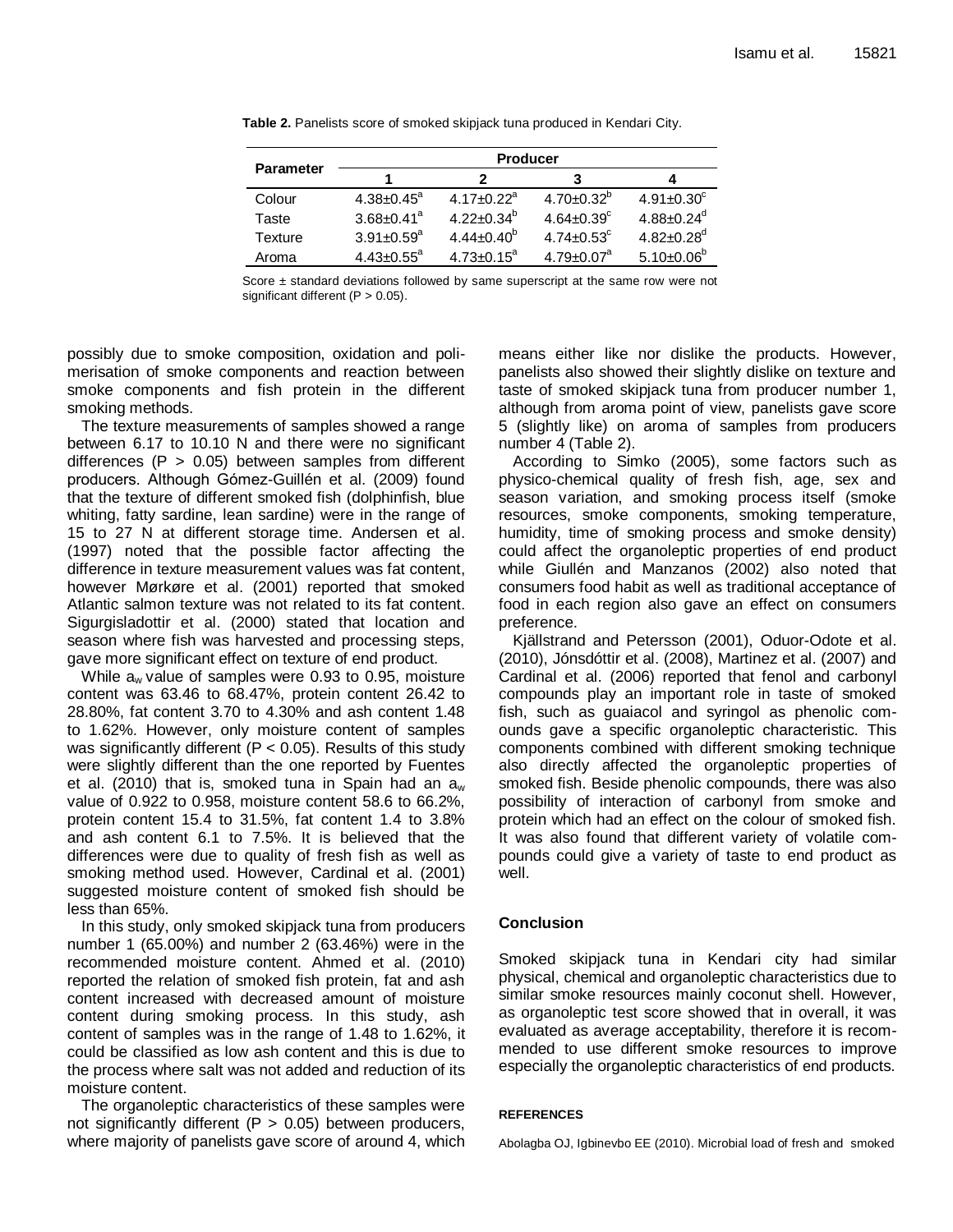**Table 2.** Panelists score of smoked skipjack tuna produced in Kendari City.

| Parameter | Producer | | | |
|---|---|---|---|---|
| | 1 | 2 | 3 | 4 |
| Colour | 4.38±0.45[a] | 4.17±0.22[a] | 4.70±0.32[b] | 4.91±0.30[c] |
| Taste | 3.68±0.41[a] | 4.22±0.34[b] | 4.64±0.39[c] | 4.88±0.24[d] |
| Texture | 3.91±0.59[a] | 4.44±0.40[b] | 4.74±0.53[c] | 4.82±0.28[d] |
| Aroma | 4.43±0.55[a] | 4.73±0.15[a] | 4.79±0.07[a] | 5.10±0.06[b] |

Score ± standard deviations followed by same superscript at the same row were not significant different (P > 0.05).

possibly due to smoke composition, oxidation and polimerisation of smoke components and reaction between smoke components and fish protein in the different smoking methods.

The texture measurements of samples showed a range between 6.17 to 10.10 N and there were no significant differences (P > 0.05) between samples from different producers. Although Gómez-Guillén et al. (2009) found that the texture of different smoked fish (dolphinfish, blue whiting, fatty sardine, lean sardine) were in the range of 15 to 27 N at different storage time. Andersen et al. (1997) noted that the possible factor affecting the difference in texture measurement values was fat content, however Mørkøre et al. (2001) reported that smoked Atlantic salmon texture was not related to its fat content. Sigurgisladottir et al. (2000) stated that location and season where fish was harvested and processing steps, gave more significant effect on texture of end product.

While $a_w$ value of samples were 0.93 to 0.95, moisture content was 63.46 to 68.47%, protein content 26.42 to 28.80%, fat content 3.70 to 4.30% and ash content 1.48 to 1.62%. However, only moisture content of samples was significantly different (P < 0.05). Results of this study were slightly different than the one reported by Fuentes et al. (2010) that is, smoked tuna in Spain had an $a_w$ value of 0.922 to 0.958, moisture content 58.6 to 66.2%, protein content 15.4 to 31.5%, fat content 1.4 to 3.8% and ash content 6.1 to 7.5%. It is believed that the differences were due to quality of fresh fish as well as smoking method used. However, Cardinal et al. (2001) suggested moisture content of smoked fish should be less than 65%.

In this study, only smoked skipjack tuna from producers number 1 (65.00%) and number 2 (63.46%) were in the recommended moisture content. Ahmed et al. (2010) reported the relation of smoked fish protein, fat and ash content increased with decreased amount of moisture content during smoking process. In this study, ash content of samples was in the range of 1.48 to 1.62%, it could be classified as low ash content and this is due to the process where salt was not added and reduction of its moisture content.

The organoleptic characteristics of these samples were not significantly different (P > 0.05) between producers, where majority of panelists gave score of around 4, which means either like nor dislike the products. However, panelists also showed their slightly dislike on texture and taste of smoked skipjack tuna from producer number 1, although from aroma point of view, panelists gave score 5 (slightly like) on aroma of samples from producers number 4 (Table 2).

According to Simko (2005), some factors such as physico-chemical quality of fresh fish, age, sex and season variation, and smoking process itself (smoke resources, smoke components, smoking temperature, humidity, time of smoking process and smoke density) could affect the organoleptic properties of end product while Giullén and Manzanos (2002) also noted that consumers food habit as well as traditional acceptance of food in each region also gave an effect on consumers preference.

Kjällstrand and Petersson (2001), Oduor-Odote et al. (2010), Jónsdóttir et al. (2008), Martinez et al. (2007) and Cardinal et al. (2006) reported that fenol and carbonyl compounds play an important role in taste of smoked fish, such as guaiacol and syringol as phenolic comounds gave a specific organoleptic characteristic. This components combined with different smoking technique also directly affected the organoleptic properties of smoked fish. Beside phenolic compounds, there was also possibility of interaction of carbonyl from smoke and protein which had an effect on the colour of smoked fish. It was also found that different variety of volatile compounds could give a variety of taste to end product as well.

## Conclusion

Smoked skipjack tuna in Kendari city had similar physical, chemical and organoleptic characteristics due to similar smoke resources mainly coconut shell. However, as organoleptic test score showed that in overall, it was evaluated as average acceptability, therefore it is recommended to use different smoke resources to improve especially the organoleptic characteristics of end products.

## REFERENCES

Abolagba OJ, Igbinevbo EE (2010). Microbial load of fresh and smoked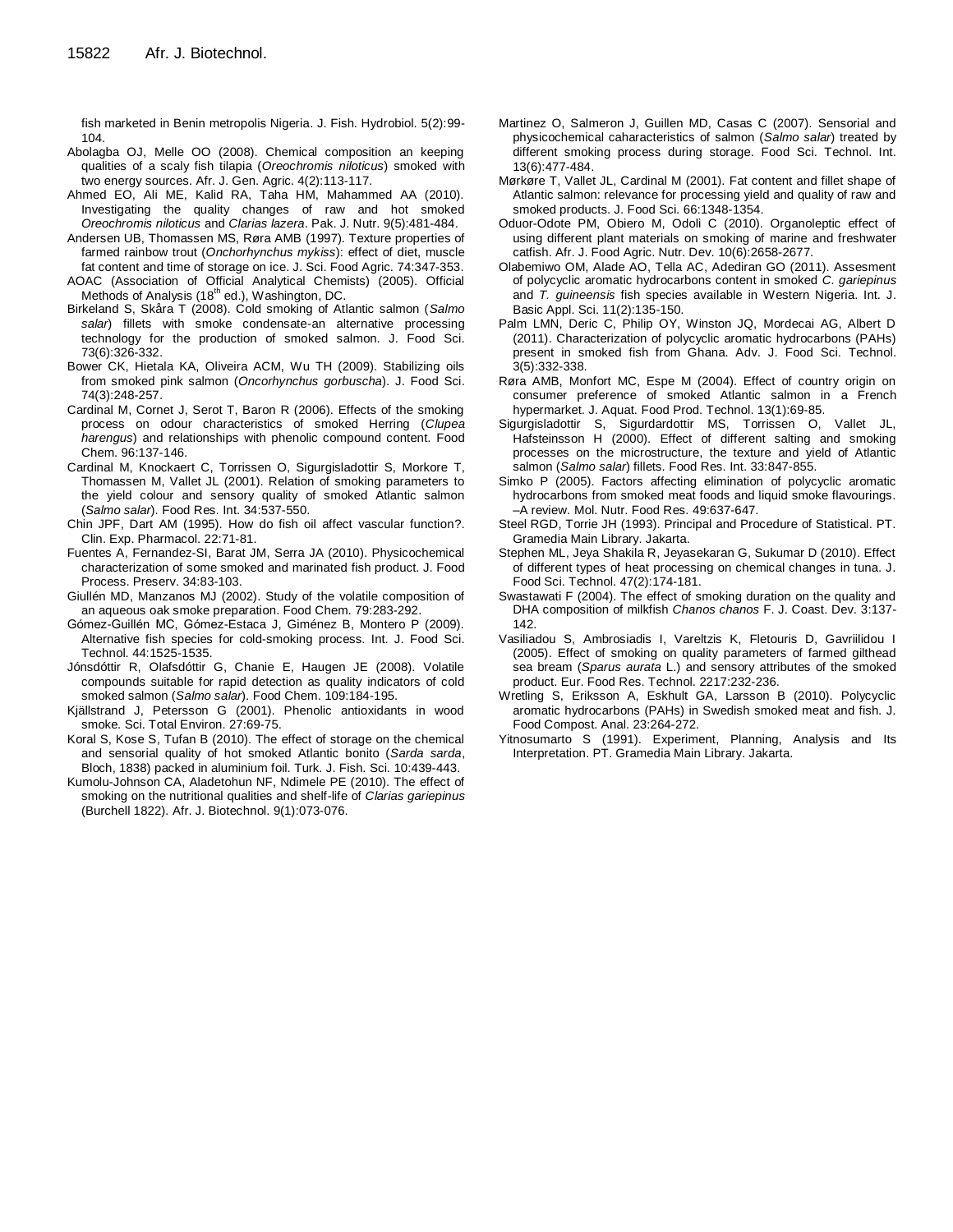fish marketed in Benin metropolis Nigeria. J. Fish. Hydrobiol. 5(2):99-104.

Abolagba OJ, Melle OO (2008). Chemical composition an keeping qualities of a scaly fish tilapia (*Oreochromis niloticus*) smoked with two energy sources. Afr. J. Gen. Agric. 4(2):113-117.

Ahmed EO, Ali ME, Kalid RA, Taha HM, Mahammed AA (2010). Investigating the quality changes of raw and hot smoked *Oreochromis niloticus* and *Clarias lazera*. Pak. J. Nutr. 9(5):481-484.

Andersen UB, Thomassen MS, Røra AMB (1997). Texture properties of farmed rainbow trout (*Onchorhynchus mykiss*): effect of diet, muscle fat content and time of storage on ice. J. Sci. Food Agric. 74:347-353.

AOAC (Association of Official Analytical Chemists) (2005). Official Methods of Analysis (18th ed.), Washington, DC.

Birkeland S, Skåra T (2008). Cold smoking of Atlantic salmon (*Salmo salar*) fillets with smoke condensate-an alternative processing technology for the production of smoked salmon. J. Food Sci. 73(6):326-332.

Bower CK, Hietala KA, Oliveira ACM, Wu TH (2009). Stabilizing oils from smoked pink salmon (*Oncorhynchus gorbuscha*). J. Food Sci. 74(3):248-257.

Cardinal M, Cornet J, Serot T, Baron R (2006). Effects of the smoking process on odour characteristics of smoked Herring (*Clupea harengus*) and relationships with phenolic compound content. Food Chem. 96:137-146.

Cardinal M, Knockaert C, Torrissen O, Sigurgisladottir S, Morkore T, Thomassen M, Vallet JL (2001). Relation of smoking parameters to the yield colour and sensory quality of smoked Atlantic salmon (*Salmo salar*). Food Res. Int. 34:537-550.

Chin JPF, Dart AM (1995). How do fish oil affect vascular function?. Clin. Exp. Pharmacol. 22:71-81.

Fuentes A, Fernandez-SI, Barat JM, Serra JA (2010). Physicochemical characterization of some smoked and marinated fish product. J. Food Process. Preserv. 34:83-103.

Giullén MD, Manzanos MJ (2002). Study of the volatile composition of an aqueous oak smoke preparation. Food Chem. 79:283-292.

Gómez-Guillén MC, Gómez-Estaca J, Giménez B, Montero P (2009). Alternative fish species for cold-smoking process. Int. J. Food Sci. Technol. 44:1525-1535.

Jónsdóttir R, Olafsdóttir G, Chanie E, Haugen JE (2008). Volatile compounds suitable for rapid detection as quality indicators of cold smoked salmon (*Salmo salar*). Food Chem. 109:184-195.

Kjällstrand J, Petersson G (2001). Phenolic antioxidants in wood smoke. Sci. Total Environ. 27:69-75.

Koral S, Kose S, Tufan B (2010). The effect of storage on the chemical and sensorial quality of hot smoked Atlantic bonito (*Sarda sarda*, Bloch, 1838) packed in aluminium foil. Turk. J. Fish. Sci. 10:439-443.

Kumolu-Johnson CA, Aladetohun NF, Ndimele PE (2010). The effect of smoking on the nutritional qualities and shelf-life of *Clarias gariepinus* (Burchell 1822). Afr. J. Biotechnol. 9(1):073-076.

Martinez O, Salmeron J, Guillen MD, Casas C (2007). Sensorial and physicochemical caharacteristics of salmon (*Salmo salar*) treated by different smoking process during storage. Food Sci. Technol. Int. 13(6):477-484.

Mørkøre T, Vallet JL, Cardinal M (2001). Fat content and fillet shape of Atlantic salmon: relevance for processing yield and quality of raw and smoked products. J. Food Sci. 66:1348-1354.

Oduor-Odote PM, Obiero M, Odoli C (2010). Organoleptic effect of using different plant materials on smoking of marine and freshwater catfish. Afr. J. Food Agric. Nutr. Dev. 10(6):2658-2677.

Olabemiwo OM, Alade AO, Tella AC, Adediran GO (2011). Assesment of polycyclic aromatic hydrocarbons content in smoked *C. gariepinus* and *T. guineensis* fish species available in Western Nigeria. Int. J. Basic Appl. Sci. 11(2):135-150.

Palm LMN, Deric C, Philip OY, Winston JQ, Mordecai AG, Albert D (2011). Characterization of polycyclic aromatic hydrocarbons (PAHs) present in smoked fish from Ghana. Adv. J. Food Sci. Technol. 3(5):332-338.

Røra AMB, Monfort MC, Espe M (2004). Effect of country origin on consumer preference of smoked Atlantic salmon in a French hypermarket. J. Aquat. Food Prod. Technol. 13(1):69-85.

Sigurgisladottir S, Sigurdardottir MS, Torrissen O, Vallet JL, Hafsteinsson H (2000). Effect of different salting and smoking processes on the microstructure, the texture and yield of Atlantic salmon (*Salmo salar*) fillets. Food Res. Int. 33:847-855.

Simko P (2005). Factors affecting elimination of polycyclic aromatic hydrocarbons from smoked meat foods and liquid smoke flavourings. –A review. Mol. Nutr. Food Res. 49:637-647.

Steel RGD, Torrie JH (1993). Principal and Procedure of Statistical. PT. Gramedia Main Library. Jakarta.

Stephen ML, Jeya Shakila R, Jeyasekaran G, Sukumar D (2010). Effect of different types of heat processing on chemical changes in tuna. J. Food Sci. Technol. 47(2):174-181.

Swastawati F (2004). The effect of smoking duration on the quality and DHA composition of milkfish *Chanos chanos* F. J. Coast. Dev. 3:137-142.

Vasiliadou S, Ambrosiadis I, Vareltzis K, Fletouris D, Gavriilidou I (2005). Effect of smoking on quality parameters of farmed gilthead sea bream (*Sparus aurata* L.) and sensory attributes of the smoked product. Eur. Food Res. Technol. 2217:232-236.

Wretling S, Eriksson A, Eskhult GA, Larsson B (2010). Polycyclic aromatic hydrocarbons (PAHs) in Swedish smoked meat and fish. J. Food Compost. Anal. 23:264-272.

Yitnosumarto S (1991). Experiment, Planning, Analysis and Its Interpretation. PT. Gramedia Main Library. Jakarta.